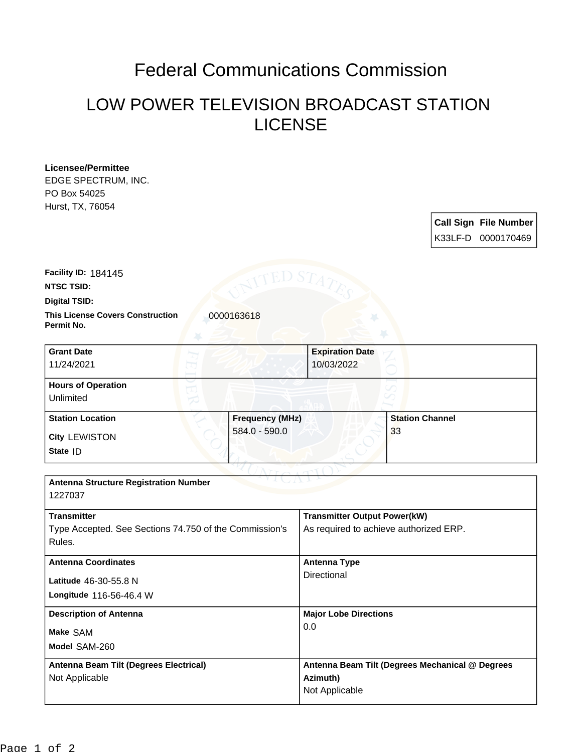# Federal Communications Commission

## LOW POWER TELEVISION BROADCAST STATION LICENSE

**Licensee/Permittee**
EDGE SPECTRUM, INC.
PO Box 54025
Hurst, TX, 76054

| Call Sign | File Number |
|---|---|
| K33LF-D | 0000170469 |

**Facility ID:** 184145

**NTSC TSID:**

**Digital TSID:**

**This License Covers Construction Permit No.** 0000163618

| Grant Date | Expiration Date |
|---|---|
| 11/24/2021 | 10/03/2022 |

| Hours of Operation |
|---|
| Unlimited |

| Station Location | Frequency (MHz) | Station Channel |
|---|---|---|
| City LEWISTON<br>State ID | 584.0 - 590.0 | 33 |

| Antenna Structure Registration Number | |
|---|---|
| 1227037 | |
| **Transmitter** | **Transmitter Output Power(kW)** |
| Type Accepted. See Sections 74.750 of the Commission's Rules. | As required to achieve authorized ERP. |
| **Antenna Coordinates** | **Antenna Type** |
| Latitude 46-30-55.8 N<br>Longitude 116-56-46.4 W | Directional |
| **Description of Antenna** | **Major Lobe Directions** |
| Make SAM<br>Model SAM-260 | 0.0 |
| **Antenna Beam Tilt (Degrees Electrical)** | **Antenna Beam Tilt (Degrees Mechanical @ Degrees Azimuth)** |
| Not Applicable | Not Applicable |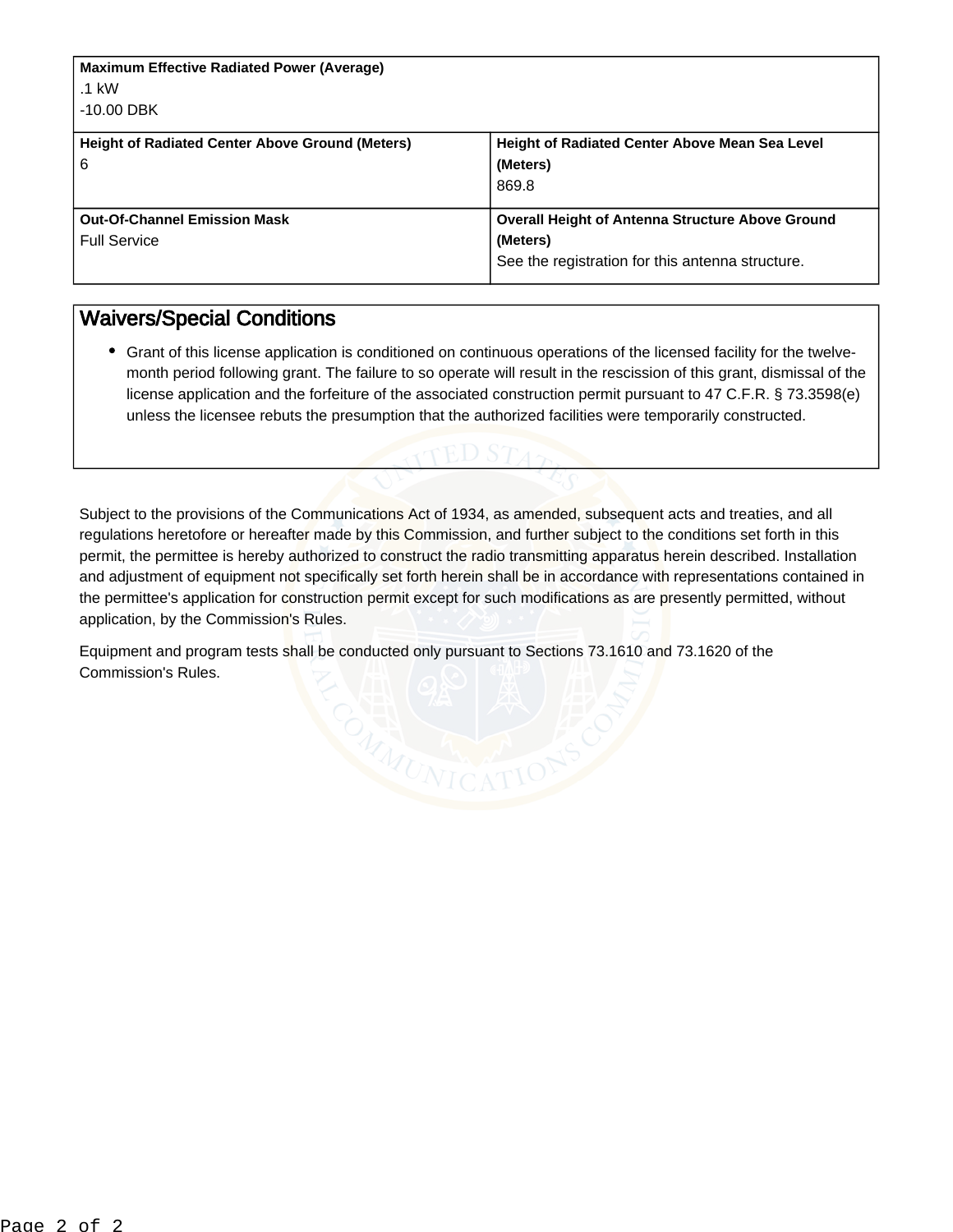| | |
|---|---|
| **Maximum Effective Radiated Power (Average)**<br>.1 kW<br>-10.00 DBK | |
| **Height of Radiated Center Above Ground (Meters)**<br>6 | **Height of Radiated Center Above Mean Sea Level (Meters)**<br>869.8 |
| **Out-Of-Channel Emission Mask**<br>Full Service | **Overall Height of Antenna Structure Above Ground (Meters)**<br>See the registration for this antenna structure. |

## Waivers/Special Conditions

- Grant of this license application is conditioned on continuous operations of the licensed facility for the twelve-month period following grant. The failure to so operate will result in the rescission of this grant, dismissal of the license application and the forfeiture of the associated construction permit pursuant to 47 C.F.R. § 73.3598(e) unless the licensee rebuts the presumption that the authorized facilities were temporarily constructed.

Subject to the provisions of the Communications Act of 1934, as amended, subsequent acts and treaties, and all regulations heretofore or hereafter made by this Commission, and further subject to the conditions set forth in this permit, the permittee is hereby authorized to construct the radio transmitting apparatus herein described. Installation and adjustment of equipment not specifically set forth herein shall be in accordance with representations contained in the permittee's application for construction permit except for such modifications as are presently permitted, without application, by the Commission's Rules.

Equipment and program tests shall be conducted only pursuant to Sections 73.1610 and 73.1620 of the Commission's Rules.